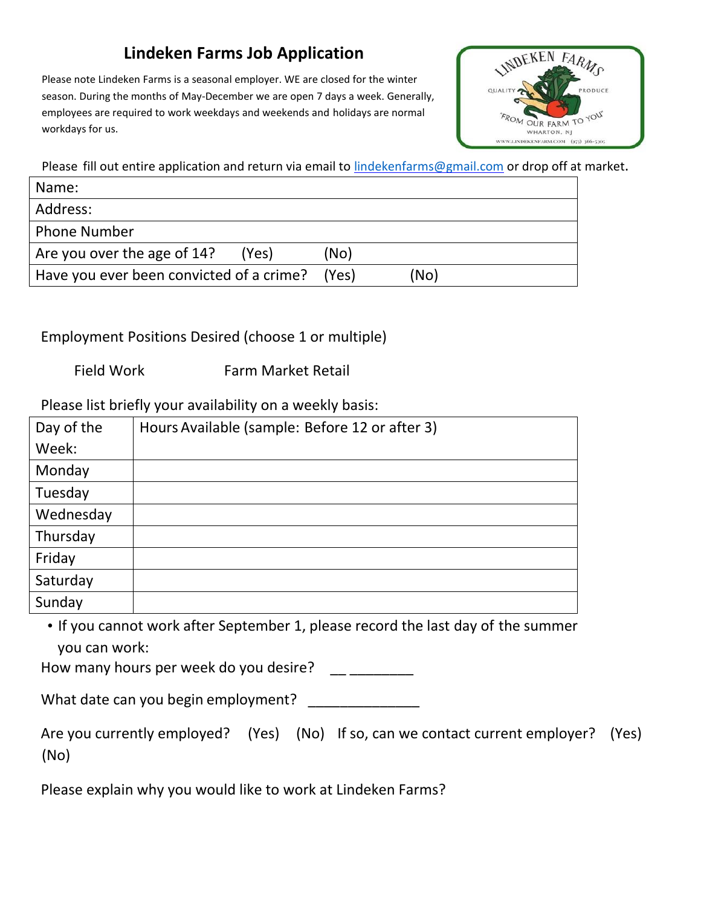# Lindeken Farms Job Application

Please note Lindeken Farms is a seasonal employer. WE are closed for the winter season. During the months of May-December we are open 7 days a week. Generally, employees are required to work weekdays and weekends and holidays are normal workdays for us.

Please fill out entire application and return via email to lindekenfarms@gmail.com or drop off at market.

| Name: |
|---|
| Address: |
| Phone Number |
| Are you over the age of 14? (Yes) (No) |
| Have you ever been convicted of a crime? (Yes) (No) |

Employment Positions Desired (choose 1 or multiple)

Field Work  Farm Market Retail

Please list briefly your availability on a weekly basis:

| Day of the Week: | Hours Available (sample: Before 12 or after 3) |
|---|---|
| Monday | |
| Tuesday | |
| Wednesday | |
| Thursday | |
| Friday | |
| Saturday | |
| Sunday | |

- If you cannot work after September 1, please record the last day of the summer you can work:

How many hours per week do you desire? __ ________

What date can you begin employment? ______________

Are you currently employed? (Yes) (No) If so, can we contact current employer? (Yes) (No)

Please explain why you would like to work at Lindeken Farms?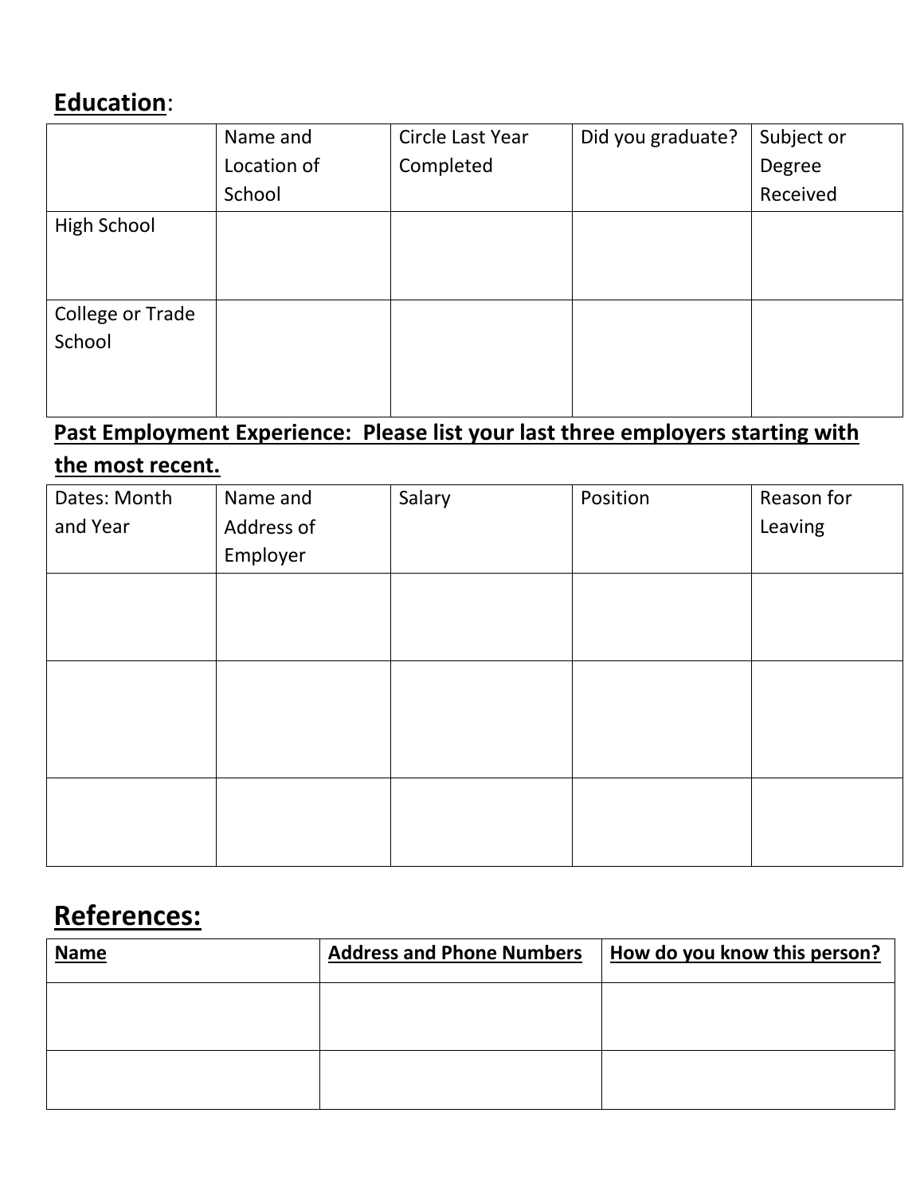## **Education**:

| | Name and Location of School | Circle Last Year Completed | Did you graduate? | Subject or Degree Received |
|---|---|---|---|---|
| High School | | | | |
| College or Trade School | | | | |

**Past Employment Experience: Please list your last three employers starting with the most recent.**

| Dates: Month and Year | Name and Address of Employer | Salary | Position | Reason for Leaving |
|---|---|---|---|---|
| | | | | |
| | | | | |
| | | | | |

## **References:**

| **Name** | **Address and Phone Numbers** | **How do you know this person?** |
|---|---|---|
| | | |
| | | |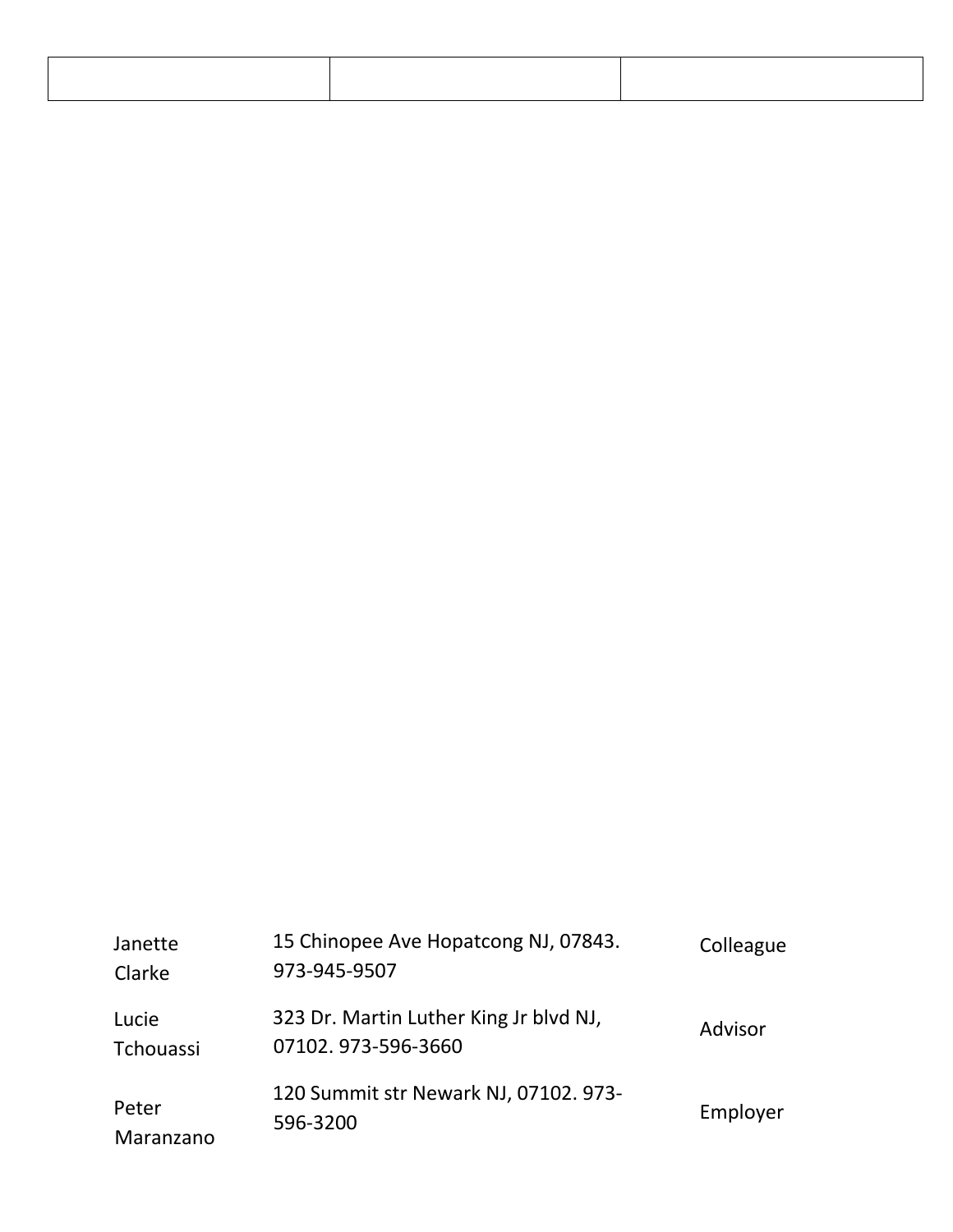| | | |
|---|---|---|
| | | |

| | | |
|---|---|---|
| Janette Clarke | 15 Chinopee Ave Hopatcong NJ, 07843. 973-945-9507 | Colleague |
| Lucie Tchouassi | 323 Dr. Martin Luther King Jr blvd NJ, 07102. 973-596-3660 | Advisor |
| Peter Maranzano | 120 Summit str Newark NJ, 07102. 973-596-3200 | Employer |